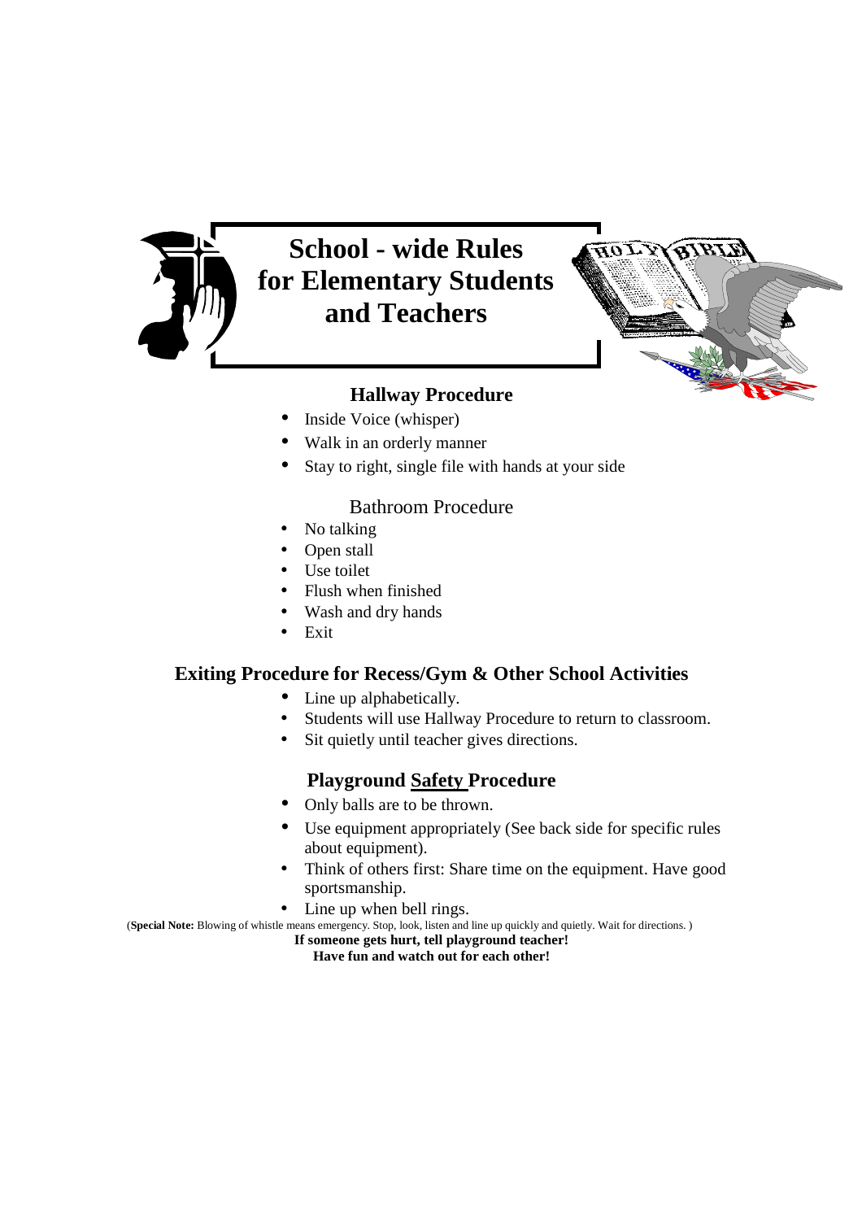# School - wide Rules for Elementary Students and Teachers

## Hallway Procedure

- Inside Voice (whisper)
- Walk in an orderly manner
- Stay to right, single file with hands at your side

## Bathroom Procedure

- No talking
- Open stall
- Use toilet
- Flush when finished
- Wash and dry hands
- Exit

## Exiting Procedure for Recess/Gym & Other School Activities

- Line up alphabetically.
- Students will use Hallway Procedure to return to classroom.
- Sit quietly until teacher gives directions.

## Playground Safety Procedure

- Only balls are to be thrown.
- Use equipment appropriately (See back side for specific rules about equipment).
- Think of others first: Share time on the equipment. Have good sportsmanship.
- Line up when bell rings.

(**Special Note:** Blowing of whistle means emergency. Stop, look, listen and line up quickly and quietly. Wait for directions. )

**If someone gets hurt, tell playground teacher!**

**Have fun and watch out for each other!**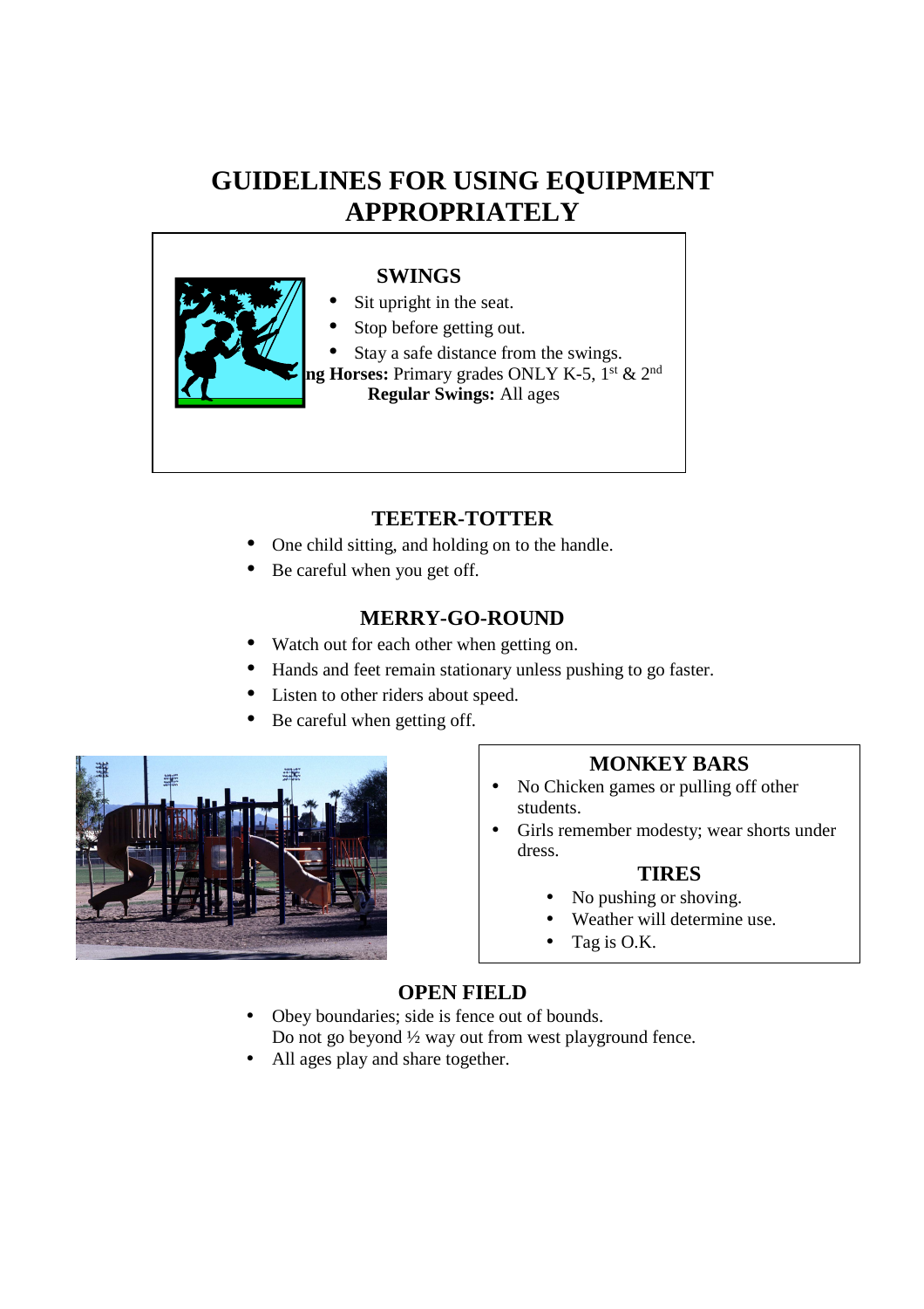# GUIDELINES FOR USING EQUIPMENT APPROPRIATELY

## SWINGS

- Sit upright in the seat.
- Stop before getting out.
- Stay a safe distance from the swings.

**ng Horses:** Primary grades ONLY K-5, 1st & 2nd

**Regular Swings:** All ages

## TEETER-TOTTER

- One child sitting, and holding on to the handle.
- Be careful when you get off.

## MERRY-GO-ROUND

- Watch out for each other when getting on.
- Hands and feet remain stationary unless pushing to go faster.
- Listen to other riders about speed.
- Be careful when getting off.

## MONKEY BARS

- No Chicken games or pulling off other students.
- Girls remember modesty; wear shorts under dress.

## TIRES

- No pushing or shoving.
- Weather will determine use.
- Tag is O.K.

## OPEN FIELD

- Obey boundaries; side is fence out of bounds.
  Do not go beyond ½ way out from west playground fence.
- All ages play and share together.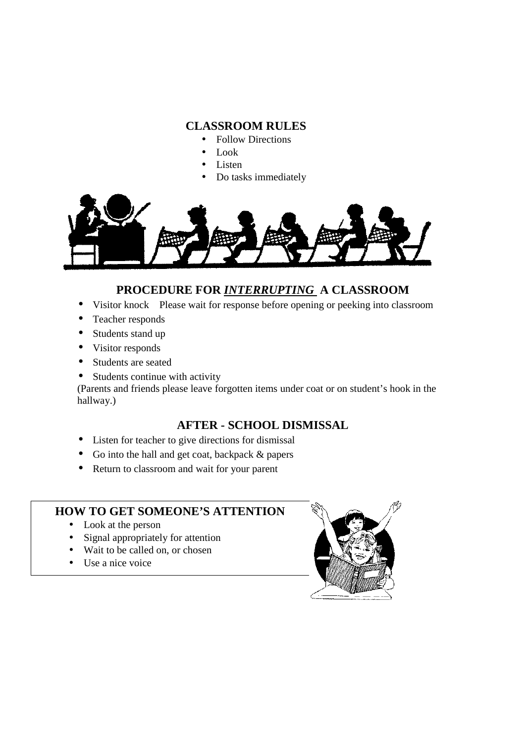## CLASSROOM RULES

- Follow Directions
- Look
- Listen
- Do tasks immediately

## PROCEDURE FOR ***INTERRUPTING*** A CLASSROOM

- Visitor knock    Please wait for response before opening or peeking into classroom
- Teacher responds
- Students stand up
- Visitor responds
- Students are seated
- Students continue with activity

(Parents and friends please leave forgotten items under coat or on student's hook in the hallway.)

## AFTER - SCHOOL DISMISSAL

- Listen for teacher to give directions for dismissal
- Go into the hall and get coat, backpack & papers
- Return to classroom and wait for your parent

## HOW TO GET SOMEONE'S ATTENTION

- Look at the person
- Signal appropriately for attention
- Wait to be called on, or chosen
- Use a nice voice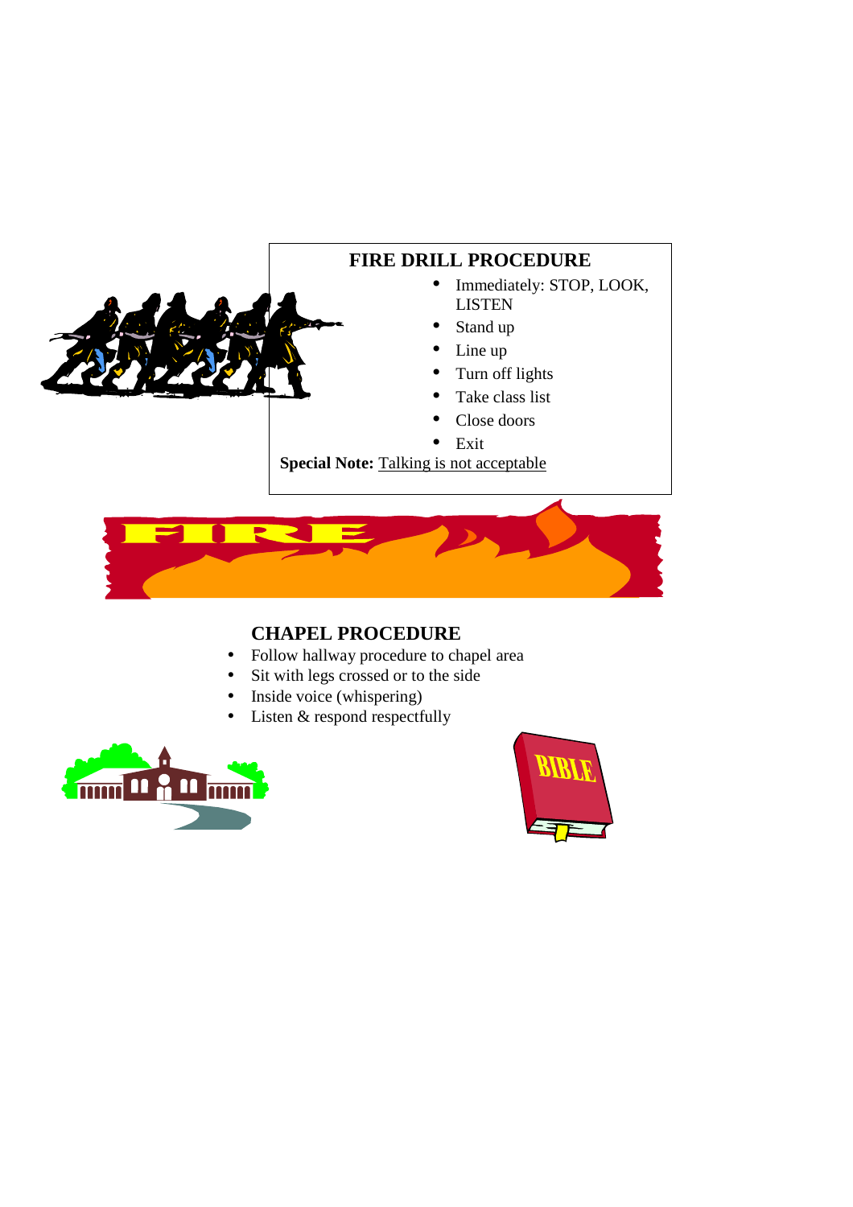## FIRE DRILL PROCEDURE

- Immediately: STOP, LOOK, LISTEN
- Stand up
- Line up
- Turn off lights
- Take class list
- Close doors
- Exit

**Special Note:** Talking is not acceptable

## CHAPEL PROCEDURE

- Follow hallway procedure to chapel area
- Sit with legs crossed or to the side
- Inside voice (whispering)
- Listen & respond respectfully